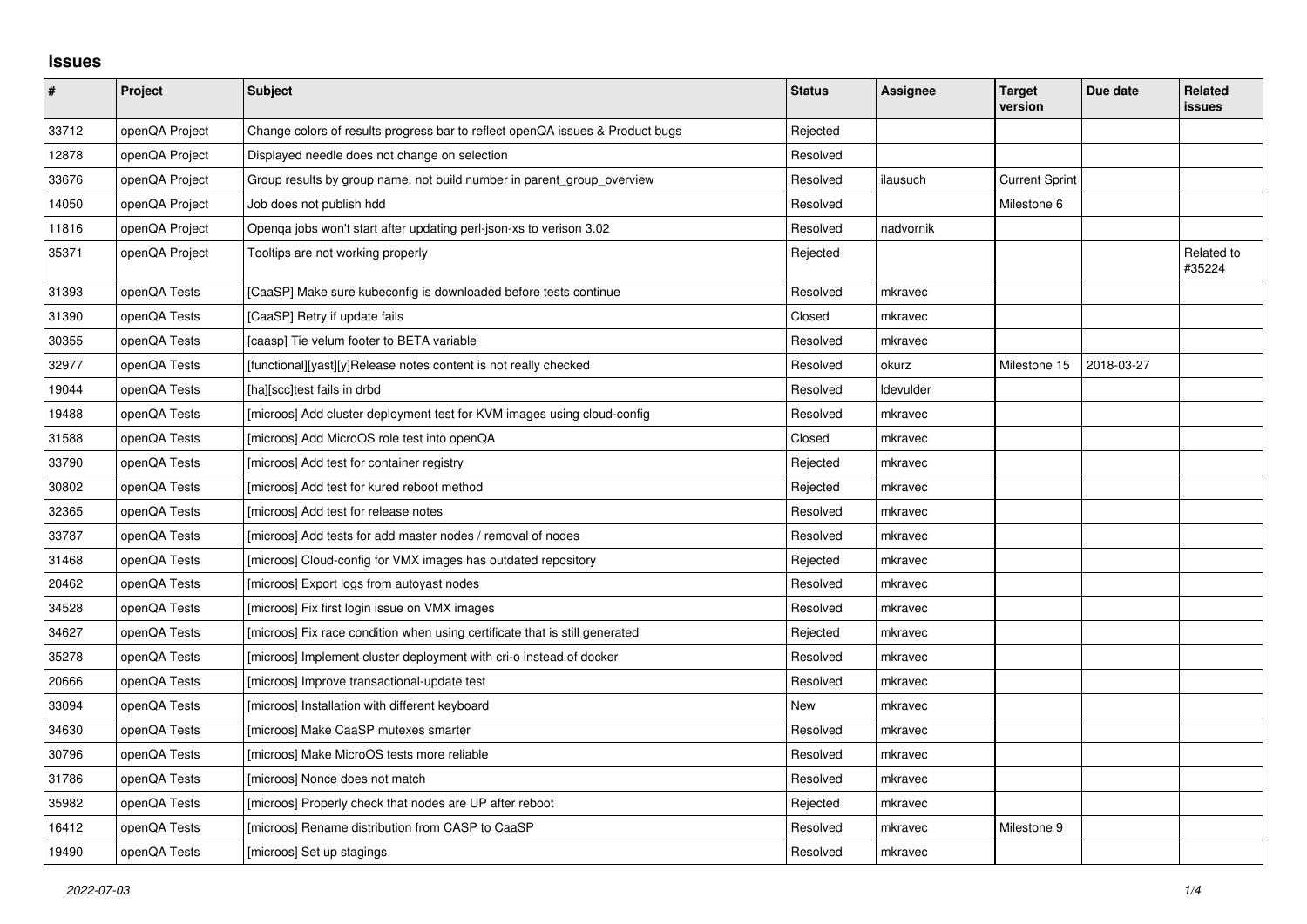## Issues

| # | Project | Subject | Status | Assignee | Target version | Due date | Related issues |
|---|---|---|---|---|---|---|---|
| 33712 | openQA Project | Change colors of results progress bar to reflect openQA issues & Product bugs | Rejected | | | | |
| 12878 | openQA Project | Displayed needle does not change on selection | Resolved | | | | |
| 33676 | openQA Project | Group results by group name, not build number in parent_group_overview | Resolved | ilausuch | Current Sprint | | |
| 14050 | openQA Project | Job does not publish hdd | Resolved | | Milestone 6 | | |
| 11816 | openQA Project | Openqa jobs won't start after updating perl-json-xs to verison 3.02 | Resolved | nadvornik | | | |
| 35371 | openQA Project | Tooltips are not working properly | Rejected | | | | Related to #35224 |
| 31393 | openQA Tests | [CaaSP] Make sure kubeconfig is downloaded before tests continue | Resolved | mkravec | | | |
| 31390 | openQA Tests | [CaaSP] Retry if update fails | Closed | mkravec | | | |
| 30355 | openQA Tests | [caasp] Tie velum footer to BETA variable | Resolved | mkravec | | | |
| 32977 | openQA Tests | [functional][yast][y]Release notes content is not really checked | Resolved | okurz | Milestone 15 | 2018-03-27 | |
| 19044 | openQA Tests | [ha][scc]test fails in drbd | Resolved | ldevulder | | | |
| 19488 | openQA Tests | [microos] Add cluster deployment test for KVM images using cloud-config | Resolved | mkravec | | | |
| 31588 | openQA Tests | [microos] Add MicroOS role test into openQA | Closed | mkravec | | | |
| 33790 | openQA Tests | [microos] Add test for container registry | Rejected | mkravec | | | |
| 30802 | openQA Tests | [microos] Add test for kured reboot method | Rejected | mkravec | | | |
| 32365 | openQA Tests | [microos] Add test for release notes | Resolved | mkravec | | | |
| 33787 | openQA Tests | [microos] Add tests for add master nodes / removal of nodes | Resolved | mkravec | | | |
| 31468 | openQA Tests | [microos] Cloud-config for VMX images has outdated repository | Rejected | mkravec | | | |
| 20462 | openQA Tests | [microos] Export logs from autoyast nodes | Resolved | mkravec | | | |
| 34528 | openQA Tests | [microos] Fix first login issue on VMX images | Resolved | mkravec | | | |
| 34627 | openQA Tests | [microos] Fix race condition when using certificate that is still generated | Rejected | mkravec | | | |
| 35278 | openQA Tests | [microos] Implement cluster deployment with cri-o instead of docker | Resolved | mkravec | | | |
| 20666 | openQA Tests | [microos] Improve transactional-update test | Resolved | mkravec | | | |
| 33094 | openQA Tests | [microos] Installation with different keyboard | New | mkravec | | | |
| 34630 | openQA Tests | [microos] Make CaaSP mutexes smarter | Resolved | mkravec | | | |
| 30796 | openQA Tests | [microos] Make MicroOS tests more reliable | Resolved | mkravec | | | |
| 31786 | openQA Tests | [microos] Nonce does not match | Resolved | mkravec | | | |
| 35982 | openQA Tests | [microos] Properly check that nodes are UP after reboot | Rejected | mkravec | | | |
| 16412 | openQA Tests | [microos] Rename distribution from CASP to CaaSP | Resolved | mkravec | Milestone 9 | | |
| 19490 | openQA Tests | [microos] Set up stagings | Resolved | mkravec | | | |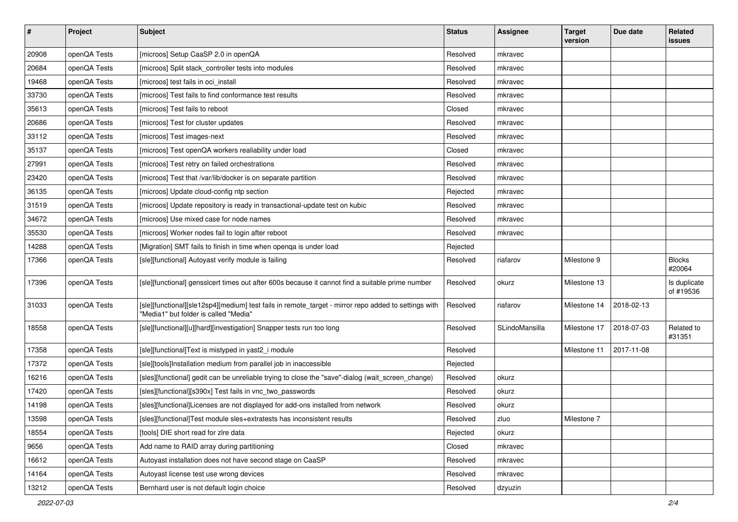| # | Project | Subject | Status | Assignee | Target version | Due date | Related issues |
|---|---|---|---|---|---|---|---|
| 20908 | openQA Tests | [microos] Setup CaaSP 2.0 in openQA | Resolved | mkravec | | | |
| 20684 | openQA Tests | [microos] Split stack_controller tests into modules | Resolved | mkravec | | | |
| 19468 | openQA Tests | [microos] test fails in oci_install | Resolved | mkravec | | | |
| 33730 | openQA Tests | [microos] Test fails to find conformance test results | Resolved | mkravec | | | |
| 35613 | openQA Tests | [microos] Test fails to reboot | Closed | mkravec | | | |
| 20686 | openQA Tests | [microos] Test for cluster updates | Resolved | mkravec | | | |
| 33112 | openQA Tests | [microos] Test images-next | Resolved | mkravec | | | |
| 35137 | openQA Tests | [microos] Test openQA workers realiability under load | Closed | mkravec | | | |
| 27991 | openQA Tests | [microos] Test retry on failed orchestrations | Resolved | mkravec | | | |
| 23420 | openQA Tests | [microos] Test that /var/lib/docker is on separate partition | Resolved | mkravec | | | |
| 36135 | openQA Tests | [microos] Update cloud-config ntp section | Rejected | mkravec | | | |
| 31519 | openQA Tests | [microos] Update repository is ready in transactional-update test on kubic | Resolved | mkravec | | | |
| 34672 | openQA Tests | [microos] Use mixed case for node names | Resolved | mkravec | | | |
| 35530 | openQA Tests | [microos] Worker nodes fail to login after reboot | Resolved | mkravec | | | |
| 14288 | openQA Tests | [Migration] SMT fails to finish in time when openqa is under load | Rejected | | | | |
| 17366 | openQA Tests | [sle][functional] Autoyast verify module is failing | Resolved | riafarov | Milestone 9 | | Blocks #20064 |
| 17396 | openQA Tests | [sle][functional] gensslcert times out after 600s because it cannot find a suitable prime number | Resolved | okurz | Milestone 13 | | Is duplicate of #19536 |
| 31033 | openQA Tests | [sle][functional][sle12sp4][medium] test fails in remote_target - mirror repo added to settings with "Media1" but folder is called "Media" | Resolved | riafarov | Milestone 14 | 2018-02-13 | |
| 18558 | openQA Tests | [sle][functional][u][hard][investigation] Snapper tests run too long | Resolved | SLindoMansilla | Milestone 17 | 2018-07-03 | Related to #31351 |
| 17358 | openQA Tests | [sle][functional]Text is mistyped in yast2_i module | Resolved | | Milestone 11 | 2017-11-08 | |
| 17372 | openQA Tests | [sle][tools]Installation medium from parallel job in inaccessible | Rejected | | | | |
| 16216 | openQA Tests | [sles][functional] gedit can be unreliable trying to close the "save"-dialog (wait_screen_change) | Resolved | okurz | | | |
| 17420 | openQA Tests | [sles][functional][s390x] Test fails in vnc_two_passwords | Resolved | okurz | | | |
| 14198 | openQA Tests | [sles][functional]Licenses are not displayed for add-ons installed from network | Resolved | okurz | | | |
| 13598 | openQA Tests | [sles][functional]Test module sles+extratests has inconsistent results | Resolved | zluo | Milestone 7 | | |
| 18554 | openQA Tests | [tools] DIE short read for zlre data | Rejected | okurz | | | |
| 9656 | openQA Tests | Add name to RAID array during partitioning | Closed | mkravec | | | |
| 16612 | openQA Tests | Autoyast installation does not have second stage on CaaSP | Resolved | mkravec | | | |
| 14164 | openQA Tests | Autoyast license test use wrong devices | Resolved | mkravec | | | |
| 13212 | openQA Tests | Bernhard user is not default login choice | Resolved | dzyuzin | | | |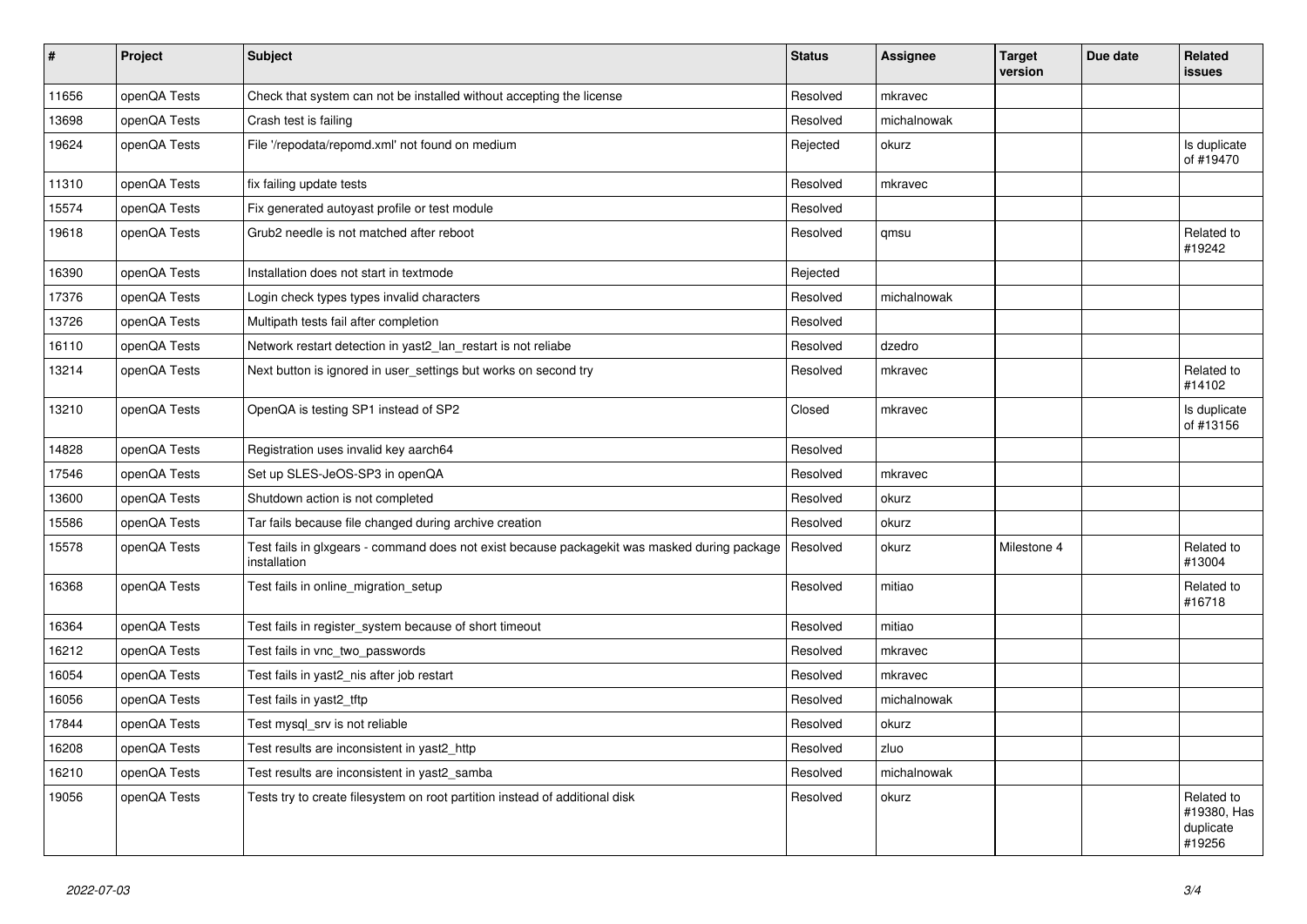| # | Project | Subject | Status | Assignee | Target version | Due date | Related issues |
|---|---|---|---|---|---|---|---|
| 11656 | openQA Tests | Check that system can not be installed without accepting the license | Resolved | mkravec | | | |
| 13698 | openQA Tests | Crash test is failing | Resolved | michalnowak | | | |
| 19624 | openQA Tests | File '/repodata/repomd.xml' not found on medium | Rejected | okurz | | | Is duplicate of #19470 |
| 11310 | openQA Tests | fix failing update tests | Resolved | mkravec | | | |
| 15574 | openQA Tests | Fix generated autoyast profile or test module | Resolved | | | | |
| 19618 | openQA Tests | Grub2 needle is not matched after reboot | Resolved | qmsu | | | Related to #19242 |
| 16390 | openQA Tests | Installation does not start in textmode | Rejected | | | | |
| 17376 | openQA Tests | Login check types types invalid characters | Resolved | michalnowak | | | |
| 13726 | openQA Tests | Multipath tests fail after completion | Resolved | | | | |
| 16110 | openQA Tests | Network restart detection in yast2_lan_restart is not reliabe | Resolved | dzedro | | | |
| 13214 | openQA Tests | Next button is ignored in user_settings but works on second try | Resolved | mkravec | | | Related to #14102 |
| 13210 | openQA Tests | OpenQA is testing SP1 instead of SP2 | Closed | mkravec | | | Is duplicate of #13156 |
| 14828 | openQA Tests | Registration uses invalid key aarch64 | Resolved | | | | |
| 17546 | openQA Tests | Set up SLES-JeOS-SP3 in openQA | Resolved | mkravec | | | |
| 13600 | openQA Tests | Shutdown action is not completed | Resolved | okurz | | | |
| 15586 | openQA Tests | Tar fails because file changed during archive creation | Resolved | okurz | | | |
| 15578 | openQA Tests | Test fails in glxgears - command does not exist because packagekit was masked during package installation | Resolved | okurz | Milestone 4 | | Related to #13004 |
| 16368 | openQA Tests | Test fails in online_migration_setup | Resolved | mitiao | | | Related to #16718 |
| 16364 | openQA Tests | Test fails in register_system because of short timeout | Resolved | mitiao | | | |
| 16212 | openQA Tests | Test fails in vnc_two_passwords | Resolved | mkravec | | | |
| 16054 | openQA Tests | Test fails in yast2_nis after job restart | Resolved | mkravec | | | |
| 16056 | openQA Tests | Test fails in yast2_tftp | Resolved | michalnowak | | | |
| 17844 | openQA Tests | Test mysql_srv is not reliable | Resolved | okurz | | | |
| 16208 | openQA Tests | Test results are inconsistent in yast2_http | Resolved | zluo | | | |
| 16210 | openQA Tests | Test results are inconsistent in yast2_samba | Resolved | michalnowak | | | |
| 19056 | openQA Tests | Tests try to create filesystem on root partition instead of additional disk | Resolved | okurz | | | Related to #19380, Has duplicate #19256 |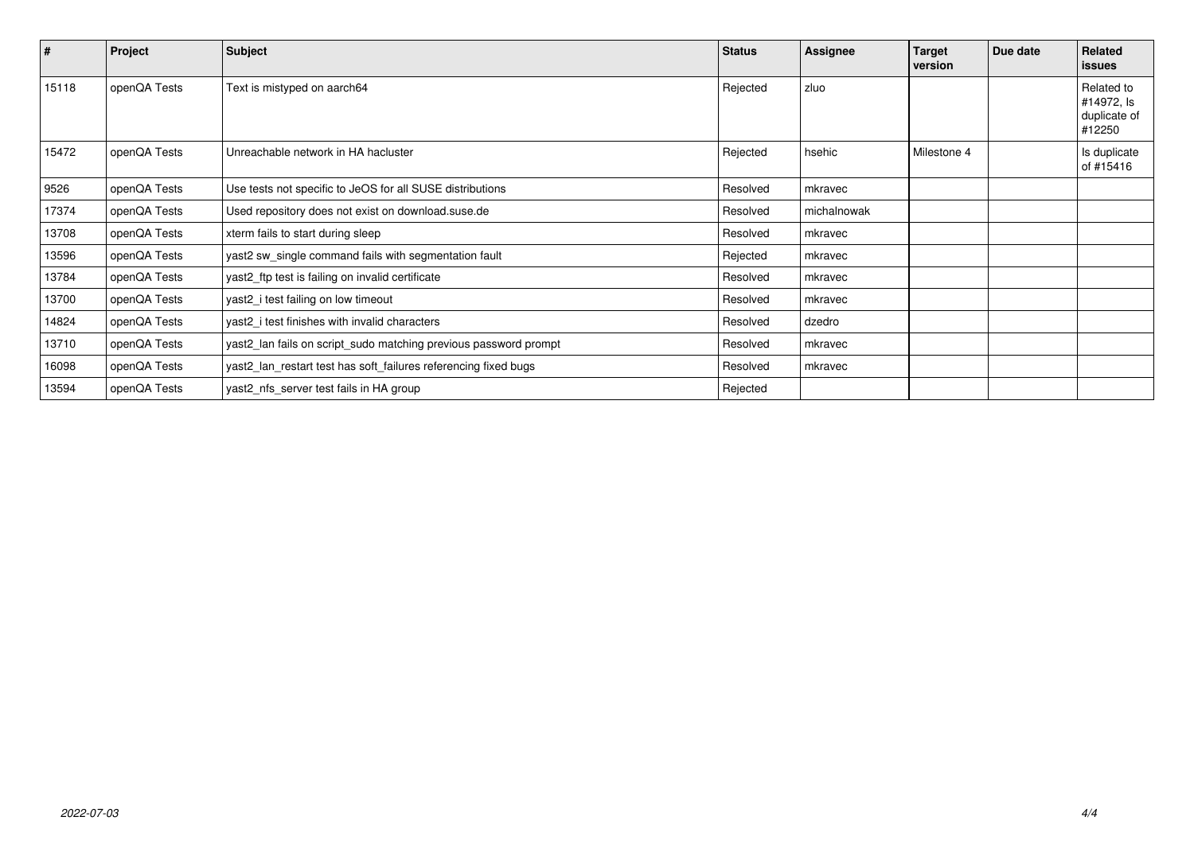| # | Project | Subject | Status | Assignee | Target version | Due date | Related issues |
|---|---|---|---|---|---|---|---|
| 15118 | openQA Tests | Text is mistyped on aarch64 | Rejected | zluo | | | Related to #14972, Is duplicate of #12250 |
| 15472 | openQA Tests | Unreachable network in HA hacluster | Rejected | hsehic | Milestone 4 | | Is duplicate of #15416 |
| 9526 | openQA Tests | Use tests not specific to JeOS for all SUSE distributions | Resolved | mkravec | | | |
| 17374 | openQA Tests | Used repository does not exist on download.suse.de | Resolved | michalnowak | | | |
| 13708 | openQA Tests | xterm fails to start during sleep | Resolved | mkravec | | | |
| 13596 | openQA Tests | yast2 sw_single command fails with segmentation fault | Rejected | mkravec | | | |
| 13784 | openQA Tests | yast2_ftp test is failing on invalid certificate | Resolved | mkravec | | | |
| 13700 | openQA Tests | yast2_i test failing on low timeout | Resolved | mkravec | | | |
| 14824 | openQA Tests | yast2_i test finishes with invalid characters | Resolved | dzedro | | | |
| 13710 | openQA Tests | yast2_lan fails on script_sudo matching previous password prompt | Resolved | mkravec | | | |
| 16098 | openQA Tests | yast2_lan_restart test has soft_failures referencing fixed bugs | Resolved | mkravec | | | |
| 13594 | openQA Tests | yast2_nfs_server test fails in HA group | Rejected | | | | |